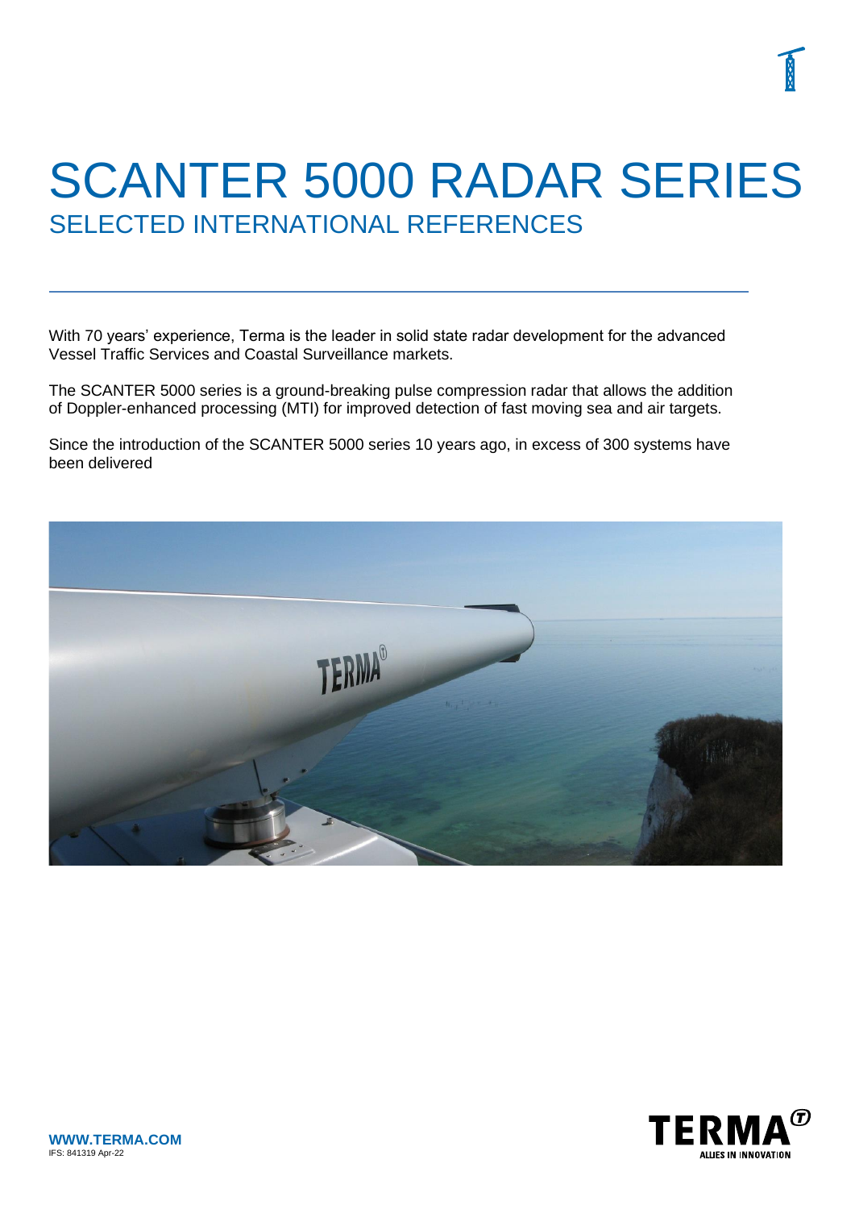# SCANTER 5000 RADAR SERIES

## SELECTED INTERNATIONAL REFERENCES

With 70 years' experience, Terma is the leader in solid state radar development for the advanced Vessel Traffic Services and Coastal Surveillance markets.

The SCANTER 5000 series is a ground-breaking pulse compression radar that allows the addition of Doppler-enhanced processing (MTI) for improved detection of fast moving sea and air targets.

Since the introduction of the SCANTER 5000 series 10 years ago, in excess of 300 systems have been delivered

**WWW.TERMA.COM**

IFS: 841319 Apr-22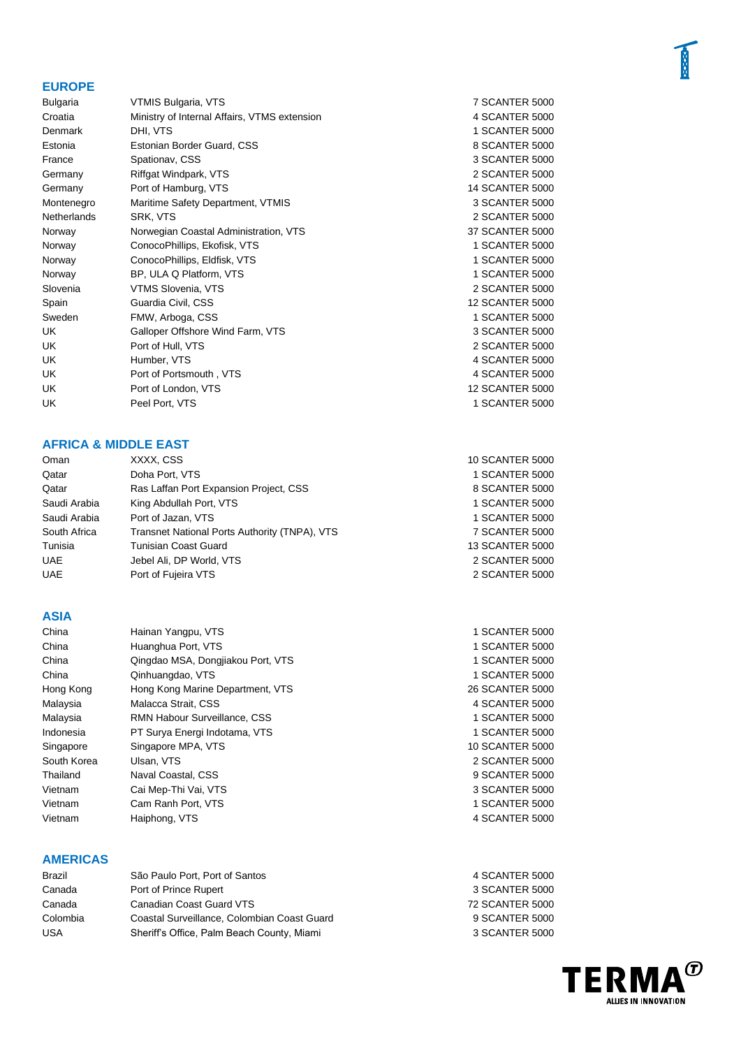## EUROPE

| | | |
|---|---|---|
| Bulgaria | VTMIS Bulgaria, VTS | 7 SCANTER 5000 |
| Croatia | Ministry of Internal Affairs, VTMS extension | 4 SCANTER 5000 |
| Denmark | DHI, VTS | 1 SCANTER 5000 |
| Estonia | Estonian Border Guard, CSS | 8 SCANTER 5000 |
| France | Spationav, CSS | 3 SCANTER 5000 |
| Germany | Riffgat Windpark, VTS | 2 SCANTER 5000 |
| Germany | Port of Hamburg, VTS | 14 SCANTER 5000 |
| Montenegro | Maritime Safety Department, VTMIS | 3 SCANTER 5000 |
| Netherlands | SRK, VTS | 2 SCANTER 5000 |
| Norway | Norwegian Coastal Administration, VTS | 37 SCANTER 5000 |
| Norway | ConocoPhillips, Ekofisk, VTS | 1 SCANTER 5000 |
| Norway | ConocoPhillips, Eldfisk, VTS | 1 SCANTER 5000 |
| Norway | BP, ULA Q Platform, VTS | 1 SCANTER 5000 |
| Slovenia | VTMS Slovenia, VTS | 2 SCANTER 5000 |
| Spain | Guardia Civil, CSS | 12 SCANTER 5000 |
| Sweden | FMW, Arboga, CSS | 1 SCANTER 5000 |
| UK | Galloper Offshore Wind Farm, VTS | 3 SCANTER 5000 |
| UK | Port of Hull, VTS | 2 SCANTER 5000 |
| UK | Humber, VTS | 4 SCANTER 5000 |
| UK | Port of Portsmouth , VTS | 4 SCANTER 5000 |
| UK | Port of London, VTS | 12 SCANTER 5000 |
| UK | Peel Port, VTS | 1 SCANTER 5000 |

## AFRICA & MIDDLE EAST

| | | |
|---|---|---|
| Oman | XXXX, CSS | 10 SCANTER 5000 |
| Qatar | Doha Port, VTS | 1 SCANTER 5000 |
| Qatar | Ras Laffan Port Expansion Project, CSS | 8 SCANTER 5000 |
| Saudi Arabia | King Abdullah Port, VTS | 1 SCANTER 5000 |
| Saudi Arabia | Port of Jazan, VTS | 1 SCANTER 5000 |
| South Africa | Transnet National Ports Authority (TNPA), VTS | 7 SCANTER 5000 |
| Tunisia | Tunisian Coast Guard | 13 SCANTER 5000 |
| UAE | Jebel Ali, DP World, VTS | 2 SCANTER 5000 |
| UAE | Port of Fujeira VTS | 2 SCANTER 5000 |

## ASIA

| | | |
|---|---|---|
| China | Hainan Yangpu, VTS | 1 SCANTER 5000 |
| China | Huanghua Port, VTS | 1 SCANTER 5000 |
| China | Qingdao MSA, Dongjiakou Port, VTS | 1 SCANTER 5000 |
| China | Qinhuangdao, VTS | 1 SCANTER 5000 |
| Hong Kong | Hong Kong Marine Department, VTS | 26 SCANTER 5000 |
| Malaysia | Malacca Strait, CSS | 4 SCANTER 5000 |
| Malaysia | RMN Habour Surveillance, CSS | 1 SCANTER 5000 |
| Indonesia | PT Surya Energi Indotama, VTS | 1 SCANTER 5000 |
| Singapore | Singapore MPA, VTS | 10 SCANTER 5000 |
| South Korea | Ulsan, VTS | 2 SCANTER 5000 |
| Thailand | Naval Coastal, CSS | 9 SCANTER 5000 |
| Vietnam | Cai Mep-Thi Vai, VTS | 3 SCANTER 5000 |
| Vietnam | Cam Ranh Port, VTS | 1 SCANTER 5000 |
| Vietnam | Haiphong, VTS | 4 SCANTER 5000 |

## AMERICAS

| | | |
|---|---|---|
| Brazil | São Paulo Port, Port of Santos | 4 SCANTER 5000 |
| Canada | Port of Prince Rupert | 3 SCANTER 5000 |
| Canada | Canadian Coast Guard VTS | 72 SCANTER 5000 |
| Colombia | Coastal Surveillance, Colombian Coast Guard | 9 SCANTER 5000 |
| USA | Sheriff's Office, Palm Beach County, Miami | 3 SCANTER 5000 |

TERMA®
ALLIES IN INNOVATION